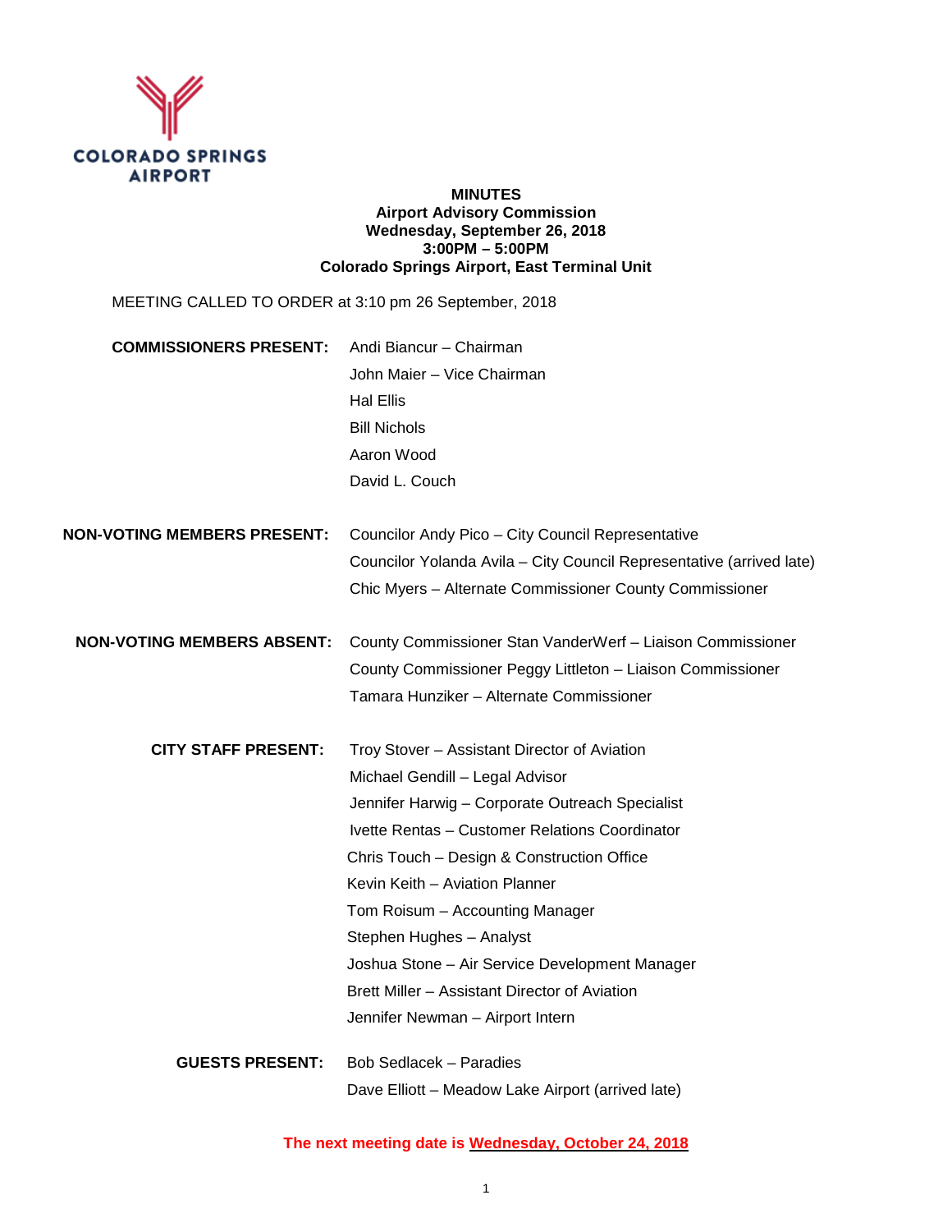COLORADO SPRINGS AIRPORT

**MINUTES**
**Airport Advisory Commission**
**Wednesday, September 26, 2018**
**3:00PM – 5:00PM**
**Colorado Springs Airport, East Terminal Unit**

MEETING CALLED TO ORDER at 3:10 pm 26 September, 2018

**COMMISSIONERS PRESENT:**
- Andi Biancur – Chairman
- John Maier – Vice Chairman
- Hal Ellis
- Bill Nichols
- Aaron Wood
- David L. Couch

**NON-VOTING MEMBERS PRESENT:**
- Councilor Andy Pico – City Council Representative
- Councilor Yolanda Avila – City Council Representative (arrived late)
- Chic Myers – Alternate Commissioner County Commissioner

**NON-VOTING MEMBERS ABSENT:**
- County Commissioner Stan VanderWerf – Liaison Commissioner
- County Commissioner Peggy Littleton – Liaison Commissioner
- Tamara Hunziker – Alternate Commissioner

**CITY STAFF PRESENT:**
- Troy Stover – Assistant Director of Aviation
- Michael Gendill – Legal Advisor
- Jennifer Harwig – Corporate Outreach Specialist
- Ivette Rentas – Customer Relations Coordinator
- Chris Touch – Design & Construction Office
- Kevin Keith – Aviation Planner
- Tom Roisum – Accounting Manager
- Stephen Hughes – Analyst
- Joshua Stone – Air Service Development Manager
- Brett Miller – Assistant Director of Aviation
- Jennifer Newman – Airport Intern

**GUESTS PRESENT:**
- Bob Sedlacek – Paradies
- Dave Elliott – Meadow Lake Airport (arrived late)

**The next meeting date is Wednesday, October 24, 2018**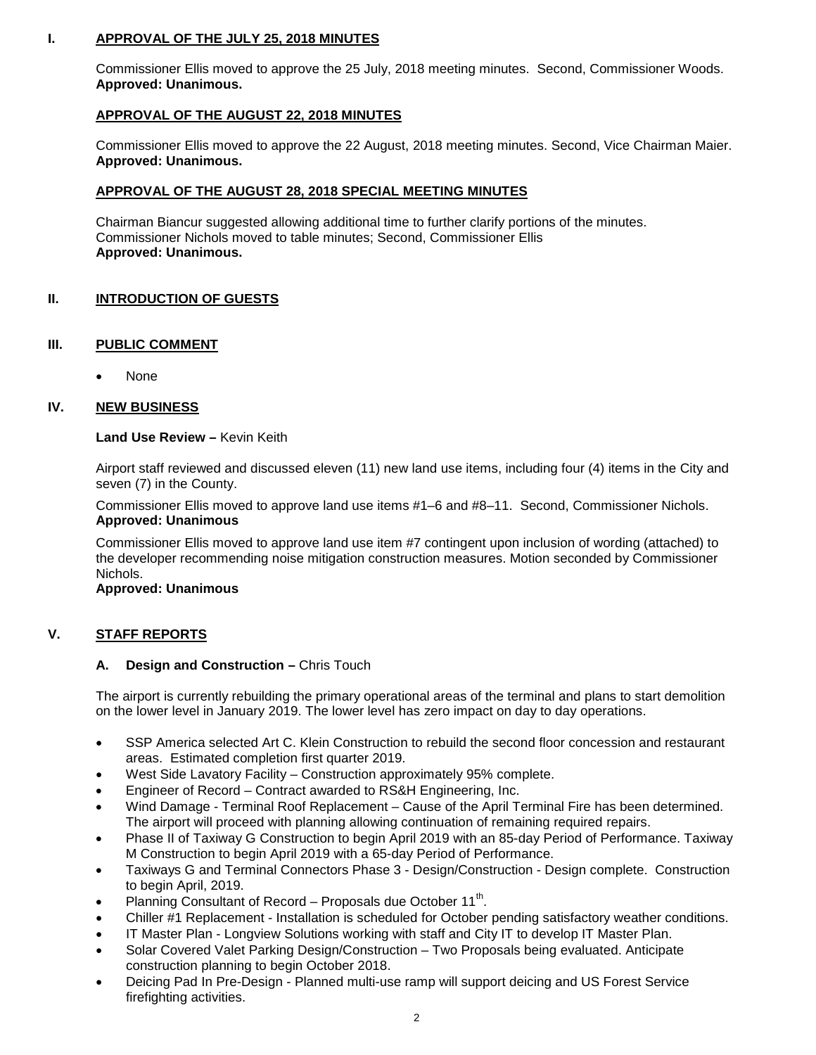## I. APPROVAL OF THE JULY 25, 2018 MINUTES

Commissioner Ellis moved to approve the 25 July, 2018 meeting minutes. Second, Commissioner Woods.
**Approved: Unanimous.**

### APPROVAL OF THE AUGUST 22, 2018 MINUTES

Commissioner Ellis moved to approve the 22 August, 2018 meeting minutes. Second, Vice Chairman Maier.
**Approved: Unanimous.**

### APPROVAL OF THE AUGUST 28, 2018 SPECIAL MEETING MINUTES

Chairman Biancur suggested allowing additional time to further clarify portions of the minutes.
Commissioner Nichols moved to table minutes; Second, Commissioner Ellis
**Approved: Unanimous.**

## II. INTRODUCTION OF GUESTS

## III. PUBLIC COMMENT

- None

## IV. NEW BUSINESS

**Land Use Review –** Kevin Keith

Airport staff reviewed and discussed eleven (11) new land use items, including four (4) items in the City and seven (7) in the County.

Commissioner Ellis moved to approve land use items #1–6 and #8–11. Second, Commissioner Nichols.
**Approved: Unanimous**

Commissioner Ellis moved to approve land use item #7 contingent upon inclusion of wording (attached) to the developer recommending noise mitigation construction measures. Motion seconded by Commissioner Nichols.
**Approved: Unanimous**

## V. STAFF REPORTS

### A. Design and Construction – Chris Touch

The airport is currently rebuilding the primary operational areas of the terminal and plans to start demolition on the lower level in January 2019. The lower level has zero impact on day to day operations.

- SSP America selected Art C. Klein Construction to rebuild the second floor concession and restaurant areas. Estimated completion first quarter 2019.
- West Side Lavatory Facility – Construction approximately 95% complete.
- Engineer of Record – Contract awarded to RS&H Engineering, Inc.
- Wind Damage - Terminal Roof Replacement – Cause of the April Terminal Fire has been determined. The airport will proceed with planning allowing continuation of remaining required repairs.
- Phase II of Taxiway G Construction to begin April 2019 with an 85-day Period of Performance. Taxiway M Construction to begin April 2019 with a 65-day Period of Performance.
- Taxiways G and Terminal Connectors Phase 3 - Design/Construction - Design complete. Construction to begin April, 2019.
- Planning Consultant of Record – Proposals due October 11th.
- Chiller #1 Replacement - Installation is scheduled for October pending satisfactory weather conditions.
- IT Master Plan - Longview Solutions working with staff and City IT to develop IT Master Plan.
- Solar Covered Valet Parking Design/Construction – Two Proposals being evaluated. Anticipate construction planning to begin October 2018.
- Deicing Pad In Pre-Design - Planned multi-use ramp will support deicing and US Forest Service firefighting activities.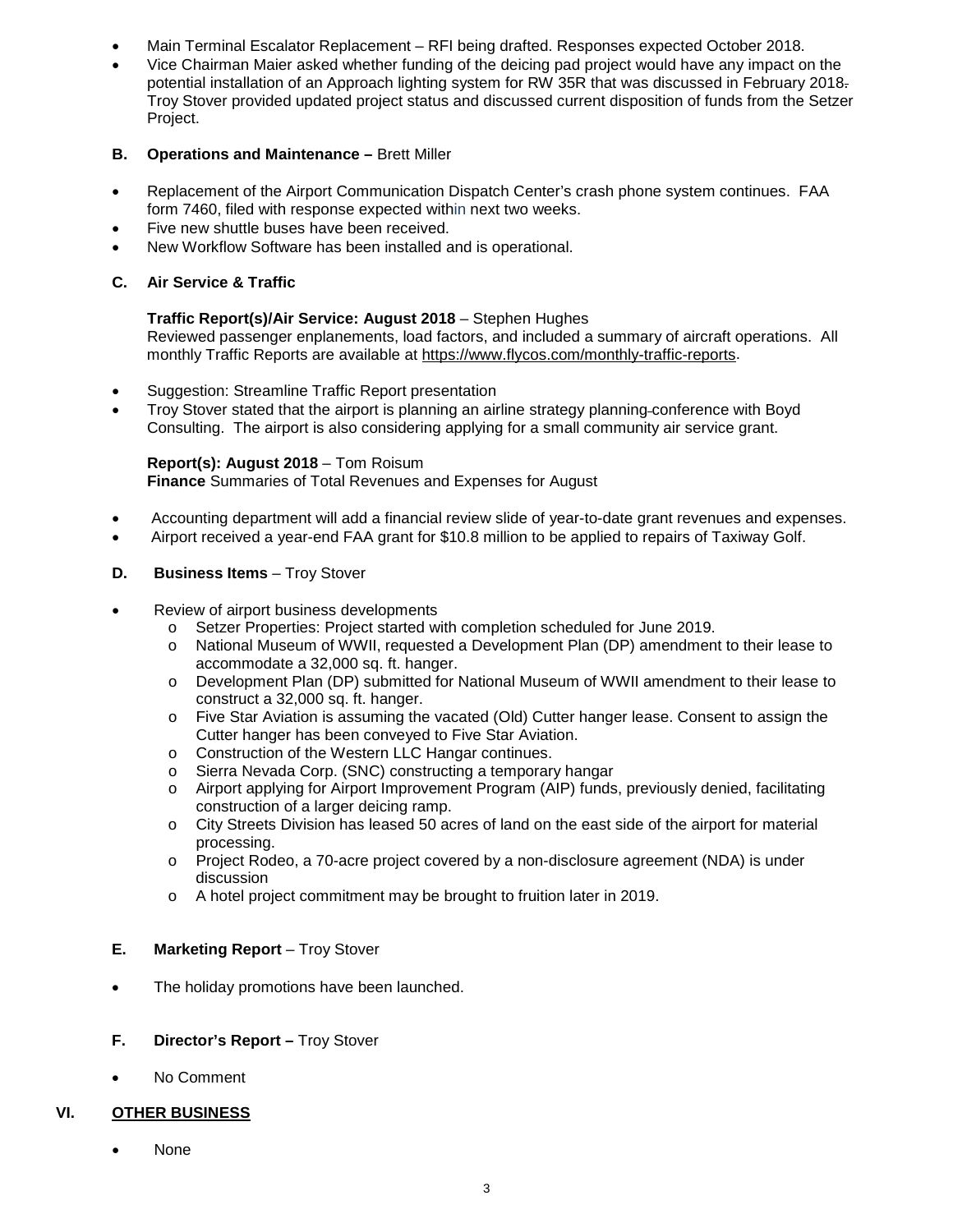- Main Terminal Escalator Replacement – RFI being drafted. Responses expected October 2018.
- Vice Chairman Maier asked whether funding of the deicing pad project would have any impact on the potential installation of an Approach lighting system for RW 35R that was discussed in February 2018. Troy Stover provided updated project status and discussed current disposition of funds from the Setzer Project.

**B. Operations and Maintenance –** Brett Miller

- Replacement of the Airport Communication Dispatch Center's crash phone system continues. FAA form 7460, filed with response expected within next two weeks.
- Five new shuttle buses have been received.
- New Workflow Software has been installed and is operational.

**C. Air Service & Traffic**

**Traffic Report(s)/Air Service: August 2018** – Stephen Hughes
Reviewed passenger enplanements, load factors, and included a summary of aircraft operations. All monthly Traffic Reports are available at https://www.flycos.com/monthly-traffic-reports.

- Suggestion: Streamline Traffic Report presentation
- Troy Stover stated that the airport is planning an airline strategy planning conference with Boyd Consulting. The airport is also considering applying for a small community air service grant.

**Report(s): August 2018** – Tom Roisum
**Finance** Summaries of Total Revenues and Expenses for August

- Accounting department will add a financial review slide of year-to-date grant revenues and expenses.
- Airport received a year-end FAA grant for $10.8 million to be applied to repairs of Taxiway Golf.

**D. Business Items** – Troy Stover

- Review of airport business developments
  - Setzer Properties: Project started with completion scheduled for June 2019.
  - National Museum of WWII, requested a Development Plan (DP) amendment to their lease to accommodate a 32,000 sq. ft. hanger.
  - Development Plan (DP) submitted for National Museum of WWII amendment to their lease to construct a 32,000 sq. ft. hanger.
  - Five Star Aviation is assuming the vacated (Old) Cutter hanger lease. Consent to assign the Cutter hanger has been conveyed to Five Star Aviation.
  - Construction of the Western LLC Hangar continues.
  - Sierra Nevada Corp. (SNC) constructing a temporary hangar
  - Airport applying for Airport Improvement Program (AIP) funds, previously denied, facilitating construction of a larger deicing ramp.
  - City Streets Division has leased 50 acres of land on the east side of the airport for material processing.
  - Project Rodeo, a 70-acre project covered by a non-disclosure agreement (NDA) is under discussion
  - A hotel project commitment may be brought to fruition later in 2019.

**E. Marketing Report** – Troy Stover

- The holiday promotions have been launched.

**F. Director's Report –** Troy Stover

- No Comment

## VI. OTHER BUSINESS

- None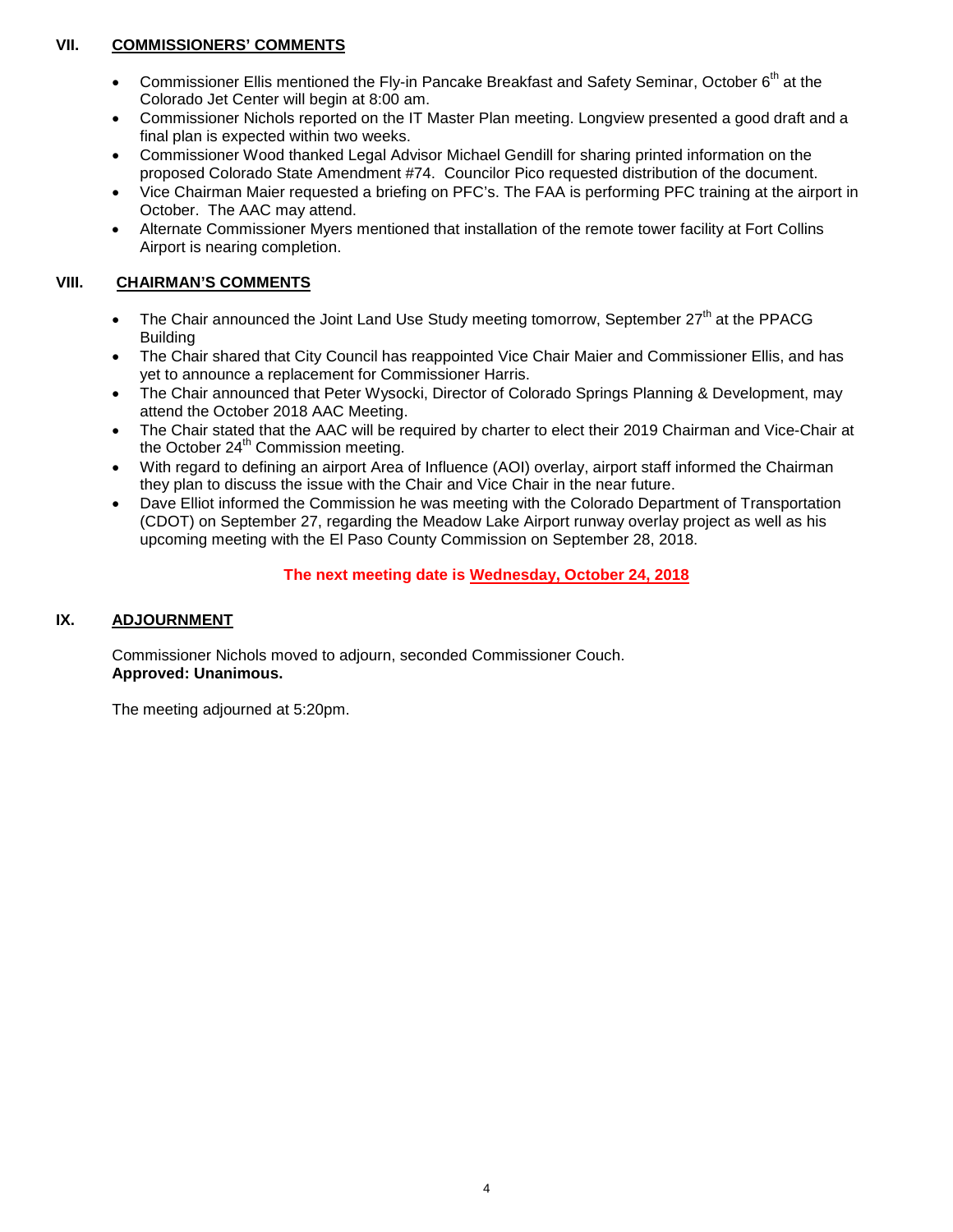## VII. COMMISSIONERS' COMMENTS

- Commissioner Ellis mentioned the Fly-in Pancake Breakfast and Safety Seminar, October 6th at the Colorado Jet Center will begin at 8:00 am.
- Commissioner Nichols reported on the IT Master Plan meeting. Longview presented a good draft and a final plan is expected within two weeks.
- Commissioner Wood thanked Legal Advisor Michael Gendill for sharing printed information on the proposed Colorado State Amendment #74. Councilor Pico requested distribution of the document.
- Vice Chairman Maier requested a briefing on PFC's. The FAA is performing PFC training at the airport in October. The AAC may attend.
- Alternate Commissioner Myers mentioned that installation of the remote tower facility at Fort Collins Airport is nearing completion.

## VIII. CHAIRMAN'S COMMENTS

- The Chair announced the Joint Land Use Study meeting tomorrow, September 27th at the PPACG Building
- The Chair shared that City Council has reappointed Vice Chair Maier and Commissioner Ellis, and has yet to announce a replacement for Commissioner Harris.
- The Chair announced that Peter Wysocki, Director of Colorado Springs Planning & Development, may attend the October 2018 AAC Meeting.
- The Chair stated that the AAC will be required by charter to elect their 2019 Chairman and Vice-Chair at the October 24th Commission meeting.
- With regard to defining an airport Area of Influence (AOI) overlay, airport staff informed the Chairman they plan to discuss the issue with the Chair and Vice Chair in the near future.
- Dave Elliot informed the Commission he was meeting with the Colorado Department of Transportation (CDOT) on September 27, regarding the Meadow Lake Airport runway overlay project as well as his upcoming meeting with the El Paso County Commission on September 28, 2018.

**The next meeting date is Wednesday, October 24, 2018**

## IX. ADJOURNMENT

Commissioner Nichols moved to adjourn, seconded Commissioner Couch.
**Approved: Unanimous.**

The meeting adjourned at 5:20pm.